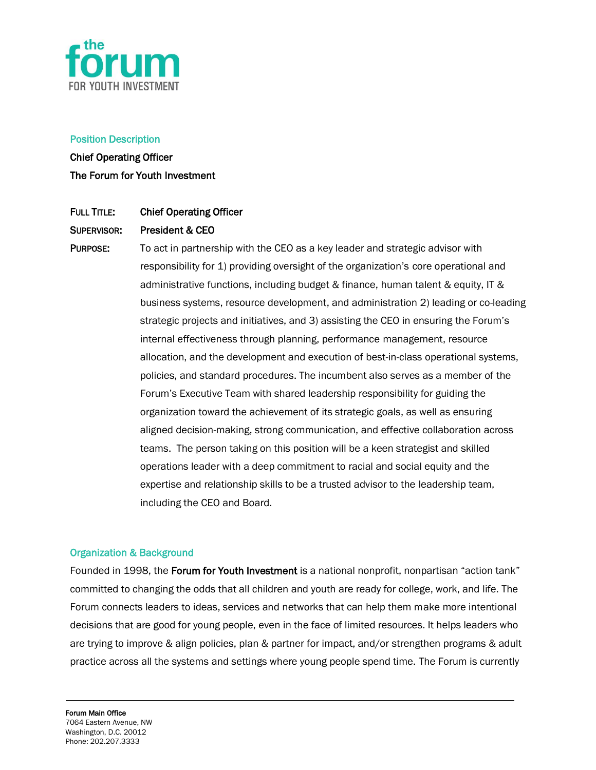## Position Description

**Chief Operating Officer**

**The Forum for Youth Investment**

**FULL TITLE:** **Chief Operating Officer**

**SUPERVISOR:** **President & CEO**

**PURPOSE:** To act in partnership with the CEO as a key leader and strategic advisor with responsibility for 1) providing oversight of the organization's core operational and administrative functions, including budget & finance, human talent & equity, IT & business systems, resource development, and administration 2) leading or co-leading strategic projects and initiatives, and 3) assisting the CEO in ensuring the Forum's internal effectiveness through planning, performance management, resource allocation, and the development and execution of best-in-class operational systems, policies, and standard procedures. The incumbent also serves as a member of the Forum's Executive Team with shared leadership responsibility for guiding the organization toward the achievement of its strategic goals, as well as ensuring aligned decision-making, strong communication, and effective collaboration across teams. The person taking on this position will be a keen strategist and skilled operations leader with a deep commitment to racial and social equity and the expertise and relationship skills to be a trusted advisor to the leadership team, including the CEO and Board.

## Organization & Background

Founded in 1998, the **Forum for Youth Investment** is a national nonprofit, nonpartisan "action tank" committed to changing the odds that all children and youth are ready for college, work, and life. The Forum connects leaders to ideas, services and networks that can help them make more intentional decisions that are good for young people, even in the face of limited resources. It helps leaders who are trying to improve & align policies, plan & partner for impact, and/or strengthen programs & adult practice across all the systems and settings where young people spend time. The Forum is currently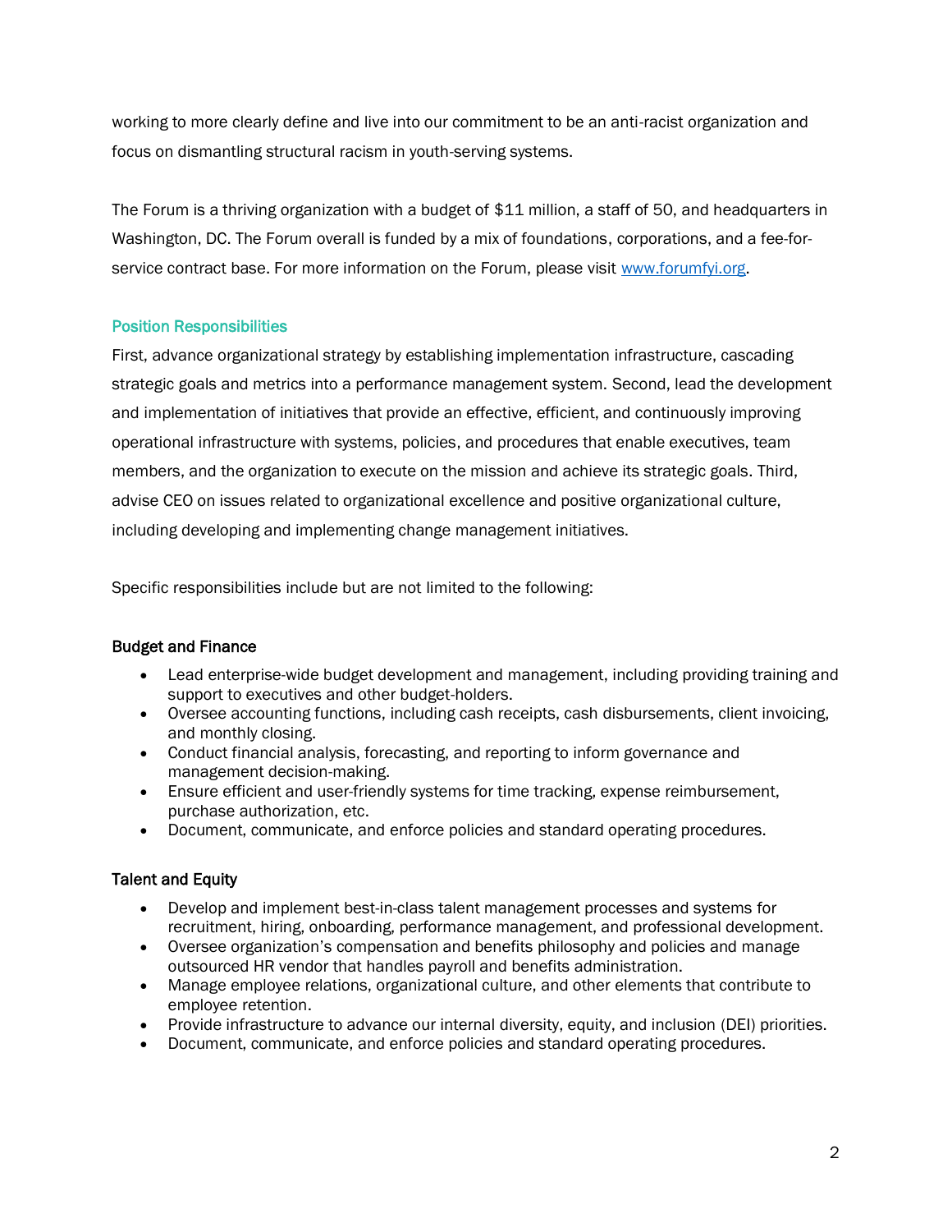working to more clearly define and live into our commitment to be an anti-racist organization and focus on dismantling structural racism in youth-serving systems.

The Forum is a thriving organization with a budget of $11 million, a staff of 50, and headquarters in Washington, DC. The Forum overall is funded by a mix of foundations, corporations, and a fee-for-service contract base. For more information on the Forum, please visit [www.forumfyi.org](http://www.forumfyi.org).

## Position Responsibilities

First, advance organizational strategy by establishing implementation infrastructure, cascading strategic goals and metrics into a performance management system. Second, lead the development and implementation of initiatives that provide an effective, efficient, and continuously improving operational infrastructure with systems, policies, and procedures that enable executives, team members, and the organization to execute on the mission and achieve its strategic goals. Third, advise CEO on issues related to organizational excellence and positive organizational culture, including developing and implementing change management initiatives.

Specific responsibilities include but are not limited to the following:

### Budget and Finance

- Lead enterprise-wide budget development and management, including providing training and support to executives and other budget-holders.
- Oversee accounting functions, including cash receipts, cash disbursements, client invoicing, and monthly closing.
- Conduct financial analysis, forecasting, and reporting to inform governance and management decision-making.
- Ensure efficient and user-friendly systems for time tracking, expense reimbursement, purchase authorization, etc.
- Document, communicate, and enforce policies and standard operating procedures.

### Talent and Equity

- Develop and implement best-in-class talent management processes and systems for recruitment, hiring, onboarding, performance management, and professional development.
- Oversee organization's compensation and benefits philosophy and policies and manage outsourced HR vendor that handles payroll and benefits administration.
- Manage employee relations, organizational culture, and other elements that contribute to employee retention.
- Provide infrastructure to advance our internal diversity, equity, and inclusion (DEI) priorities.
- Document, communicate, and enforce policies and standard operating procedures.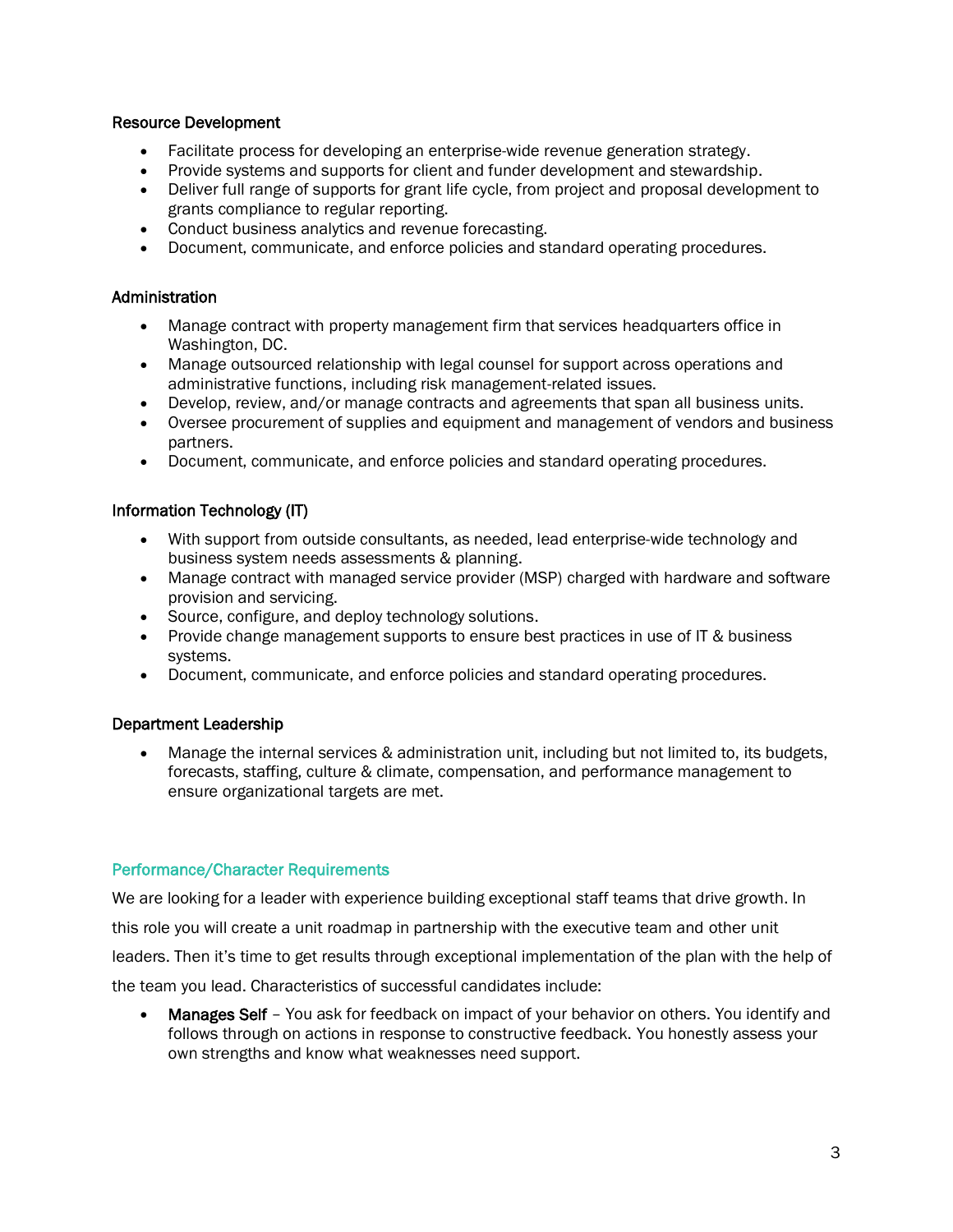### Resource Development

- Facilitate process for developing an enterprise-wide revenue generation strategy.
- Provide systems and supports for client and funder development and stewardship.
- Deliver full range of supports for grant life cycle, from project and proposal development to grants compliance to regular reporting.
- Conduct business analytics and revenue forecasting.
- Document, communicate, and enforce policies and standard operating procedures.

### Administration

- Manage contract with property management firm that services headquarters office in Washington, DC.
- Manage outsourced relationship with legal counsel for support across operations and administrative functions, including risk management-related issues.
- Develop, review, and/or manage contracts and agreements that span all business units.
- Oversee procurement of supplies and equipment and management of vendors and business partners.
- Document, communicate, and enforce policies and standard operating procedures.

### Information Technology (IT)

- With support from outside consultants, as needed, lead enterprise-wide technology and business system needs assessments & planning.
- Manage contract with managed service provider (MSP) charged with hardware and software provision and servicing.
- Source, configure, and deploy technology solutions.
- Provide change management supports to ensure best practices in use of IT & business systems.
- Document, communicate, and enforce policies and standard operating procedures.

### Department Leadership

- Manage the internal services & administration unit, including but not limited to, its budgets, forecasts, staffing, culture & climate, compensation, and performance management to ensure organizational targets are met.

## Performance/Character Requirements

We are looking for a leader with experience building exceptional staff teams that drive growth. In this role you will create a unit roadmap in partnership with the executive team and other unit leaders. Then it's time to get results through exceptional implementation of the plan with the help of the team you lead. Characteristics of successful candidates include:

- **Manages Self** – You ask for feedback on impact of your behavior on others. You identify and follows through on actions in response to constructive feedback. You honestly assess your own strengths and know what weaknesses need support.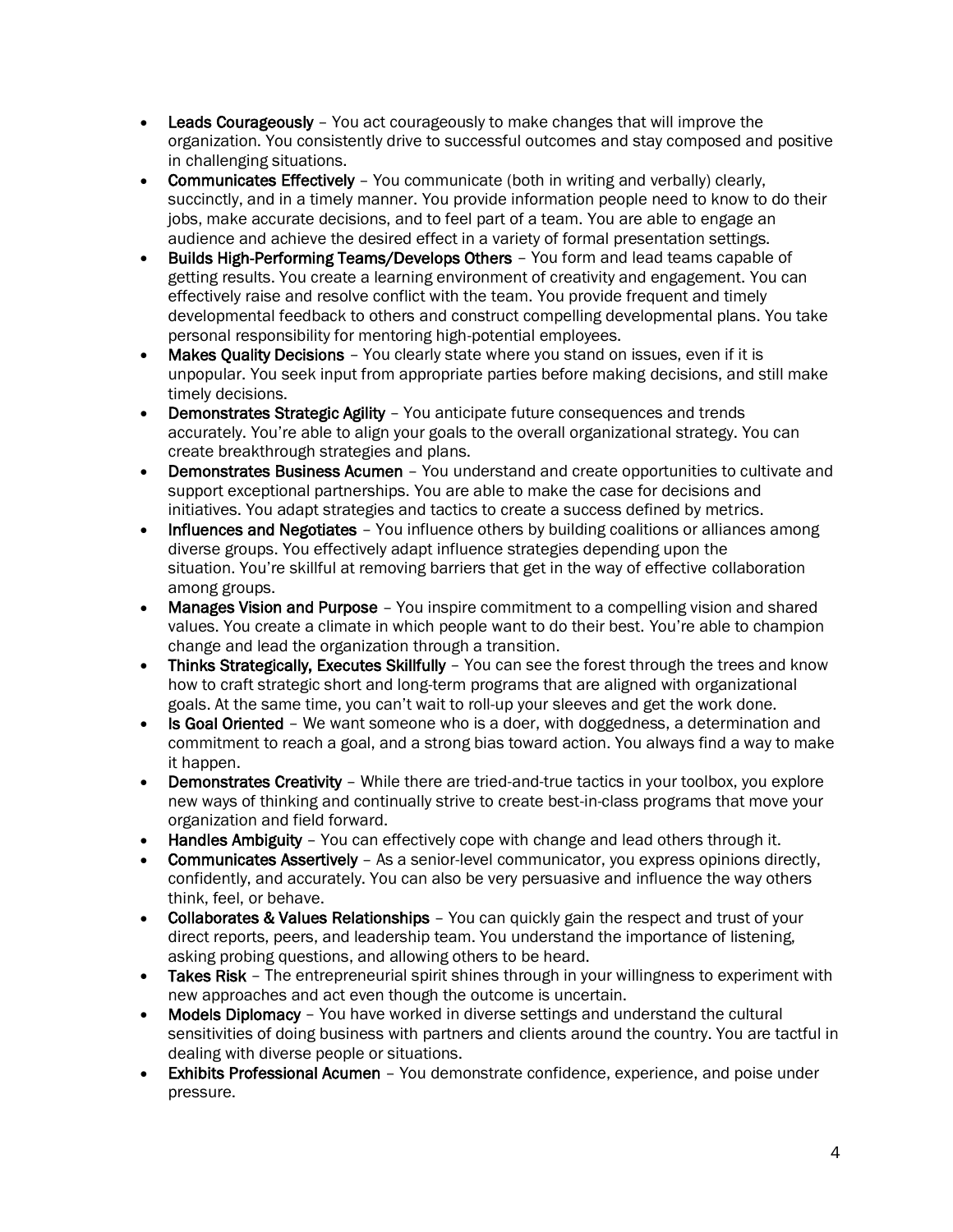- **Leads Courageously** – You act courageously to make changes that will improve the organization. You consistently drive to successful outcomes and stay composed and positive in challenging situations.
- **Communicates Effectively** – You communicate (both in writing and verbally) clearly, succinctly, and in a timely manner. You provide information people need to know to do their jobs, make accurate decisions, and to feel part of a team. You are able to engage an audience and achieve the desired effect in a variety of formal presentation settings.
- **Builds High-Performing Teams/Develops Others** – You form and lead teams capable of getting results. You create a learning environment of creativity and engagement. You can effectively raise and resolve conflict with the team. You provide frequent and timely developmental feedback to others and construct compelling developmental plans. You take personal responsibility for mentoring high-potential employees.
- **Makes Quality Decisions** – You clearly state where you stand on issues, even if it is unpopular. You seek input from appropriate parties before making decisions, and still make timely decisions.
- **Demonstrates Strategic Agility** – You anticipate future consequences and trends accurately. You're able to align your goals to the overall organizational strategy. You can create breakthrough strategies and plans.
- **Demonstrates Business Acumen** – You understand and create opportunities to cultivate and support exceptional partnerships. You are able to make the case for decisions and initiatives. You adapt strategies and tactics to create a success defined by metrics.
- **Influences and Negotiates** – You influence others by building coalitions or alliances among diverse groups. You effectively adapt influence strategies depending upon the situation. You're skillful at removing barriers that get in the way of effective collaboration among groups.
- **Manages Vision and Purpose** – You inspire commitment to a compelling vision and shared values. You create a climate in which people want to do their best. You're able to champion change and lead the organization through a transition.
- **Thinks Strategically, Executes Skillfully** – You can see the forest through the trees and know how to craft strategic short and long-term programs that are aligned with organizational goals. At the same time, you can't wait to roll-up your sleeves and get the work done.
- **Is Goal Oriented** – We want someone who is a doer, with doggedness, a determination and commitment to reach a goal, and a strong bias toward action. You always find a way to make it happen.
- **Demonstrates Creativity** – While there are tried-and-true tactics in your toolbox, you explore new ways of thinking and continually strive to create best-in-class programs that move your organization and field forward.
- **Handles Ambiguity** – You can effectively cope with change and lead others through it.
- **Communicates Assertively** – As a senior-level communicator, you express opinions directly, confidently, and accurately. You can also be very persuasive and influence the way others think, feel, or behave.
- **Collaborates & Values Relationships** – You can quickly gain the respect and trust of your direct reports, peers, and leadership team. You understand the importance of listening, asking probing questions, and allowing others to be heard.
- **Takes Risk** – The entrepreneurial spirit shines through in your willingness to experiment with new approaches and act even though the outcome is uncertain.
- **Models Diplomacy** – You have worked in diverse settings and understand the cultural sensitivities of doing business with partners and clients around the country. You are tactful in dealing with diverse people or situations.
- **Exhibits Professional Acumen** – You demonstrate confidence, experience, and poise under pressure.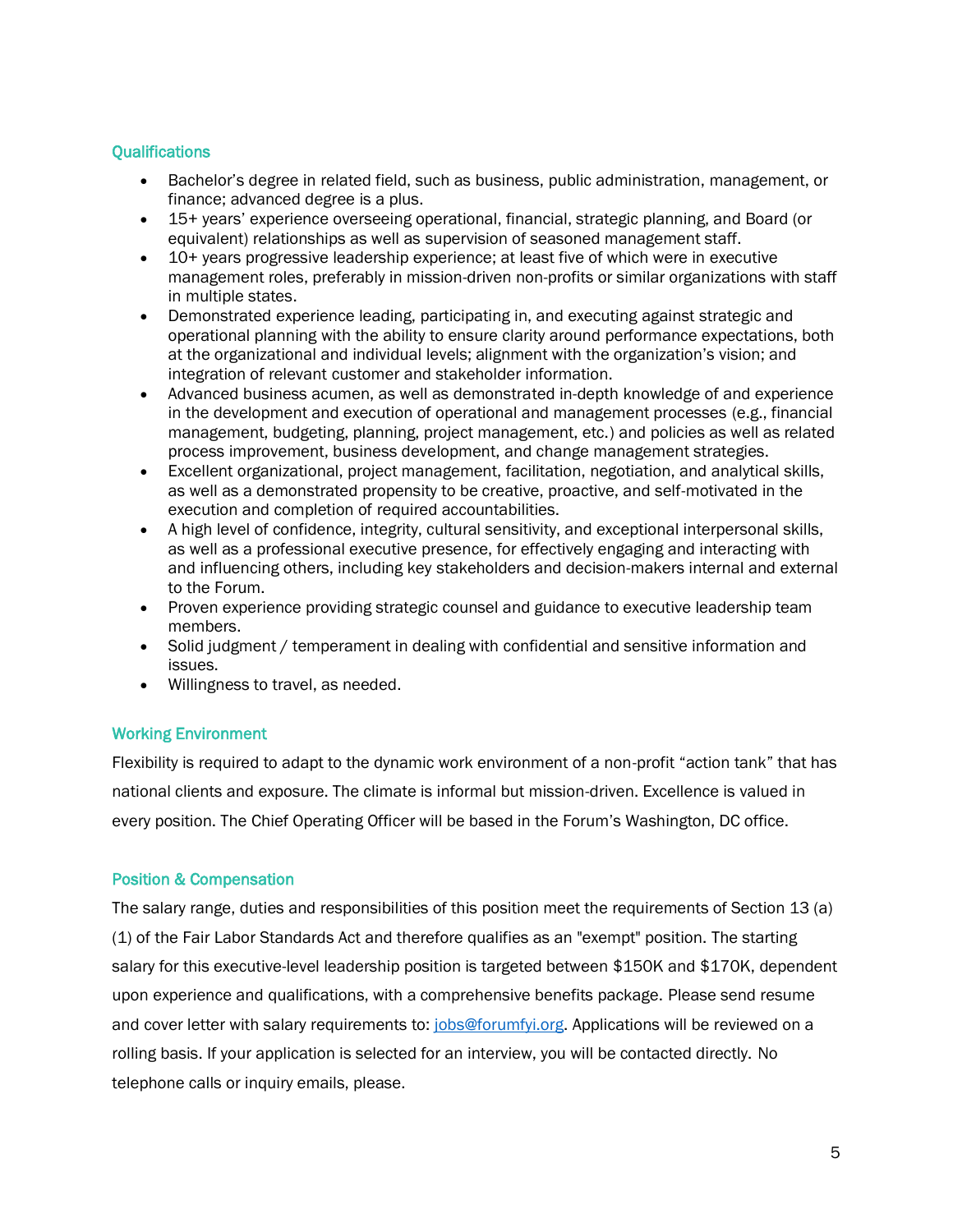## Qualifications

- Bachelor's degree in related field, such as business, public administration, management, or finance; advanced degree is a plus.
- 15+ years' experience overseeing operational, financial, strategic planning, and Board (or equivalent) relationships as well as supervision of seasoned management staff.
- 10+ years progressive leadership experience; at least five of which were in executive management roles, preferably in mission-driven non-profits or similar organizations with staff in multiple states.
- Demonstrated experience leading, participating in, and executing against strategic and operational planning with the ability to ensure clarity around performance expectations, both at the organizational and individual levels; alignment with the organization's vision; and integration of relevant customer and stakeholder information.
- Advanced business acumen, as well as demonstrated in-depth knowledge of and experience in the development and execution of operational and management processes (e.g., financial management, budgeting, planning, project management, etc.) and policies as well as related process improvement, business development, and change management strategies.
- Excellent organizational, project management, facilitation, negotiation, and analytical skills, as well as a demonstrated propensity to be creative, proactive, and self-motivated in the execution and completion of required accountabilities.
- A high level of confidence, integrity, cultural sensitivity, and exceptional interpersonal skills, as well as a professional executive presence, for effectively engaging and interacting with and influencing others, including key stakeholders and decision-makers internal and external to the Forum.
- Proven experience providing strategic counsel and guidance to executive leadership team members.
- Solid judgment / temperament in dealing with confidential and sensitive information and issues.
- Willingness to travel, as needed.

## Working Environment

Flexibility is required to adapt to the dynamic work environment of a non-profit "action tank" that has national clients and exposure. The climate is informal but mission-driven. Excellence is valued in every position. The Chief Operating Officer will be based in the Forum's Washington, DC office.

## Position & Compensation

The salary range, duties and responsibilities of this position meet the requirements of Section 13 (a) (1) of the Fair Labor Standards Act and therefore qualifies as an "exempt" position. The starting salary for this executive-level leadership position is targeted between $150K and $170K, dependent upon experience and qualifications, with a comprehensive benefits package. Please send resume and cover letter with salary requirements to: jobs@forumfyi.org. Applications will be reviewed on a rolling basis. If your application is selected for an interview, you will be contacted directly. No telephone calls or inquiry emails, please.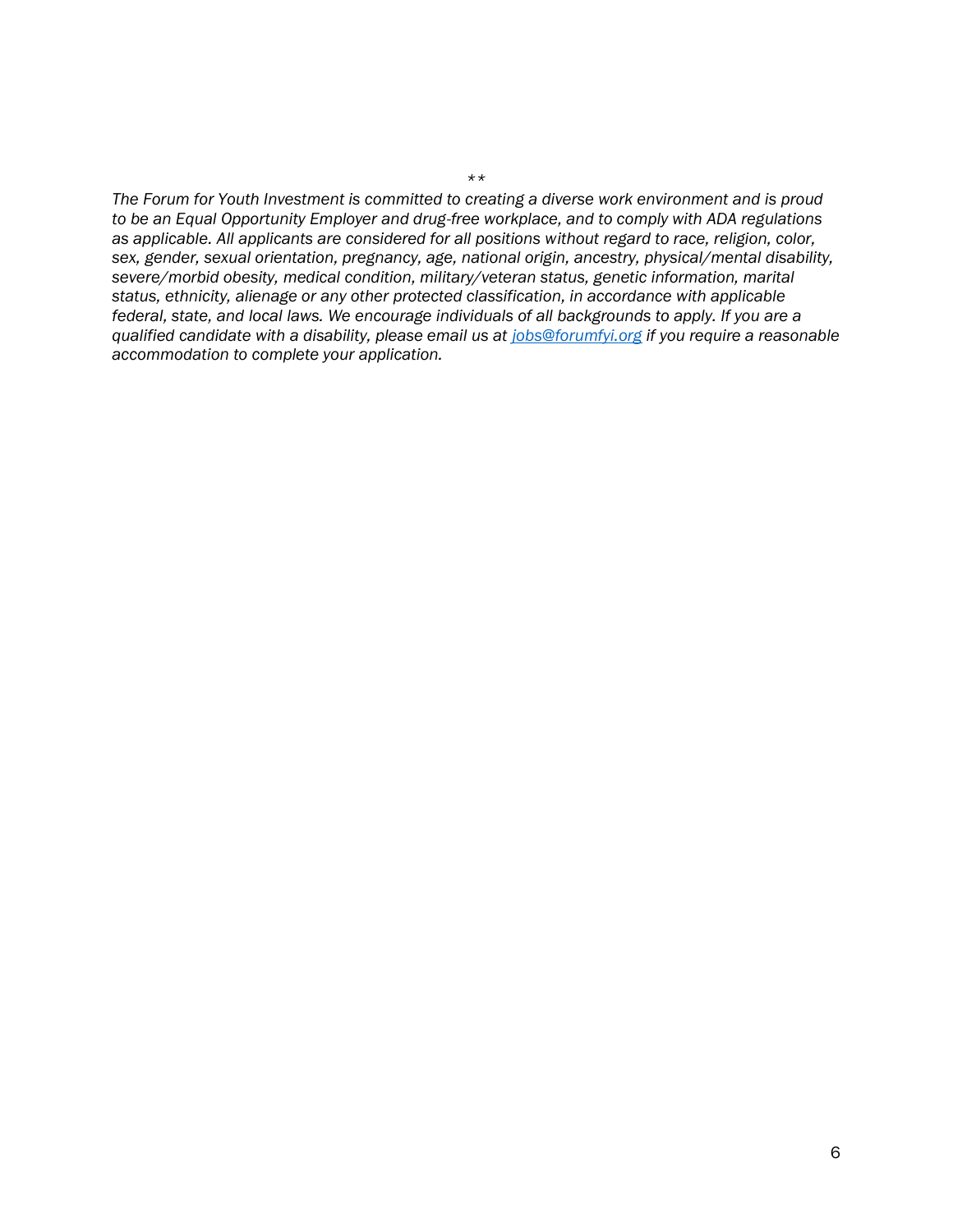**

*The Forum for Youth Investment is committed to creating a diverse work environment and is proud to be an Equal Opportunity Employer and drug-free workplace, and to comply with ADA regulations as applicable. All applicants are considered for all positions without regard to race, religion, color, sex, gender, sexual orientation, pregnancy, age, national origin, ancestry, physical/mental disability, severe/morbid obesity, medical condition, military/veteran status, genetic information, marital status, ethnicity, alienage or any other protected classification, in accordance with applicable federal, state, and local laws. We encourage individuals of all backgrounds to apply. If you are a qualified candidate with a disability, please email us at [jobs@forumfyi.org](mailto:jobs@forumfyi.org) if you require a reasonable accommodation to complete your application.*